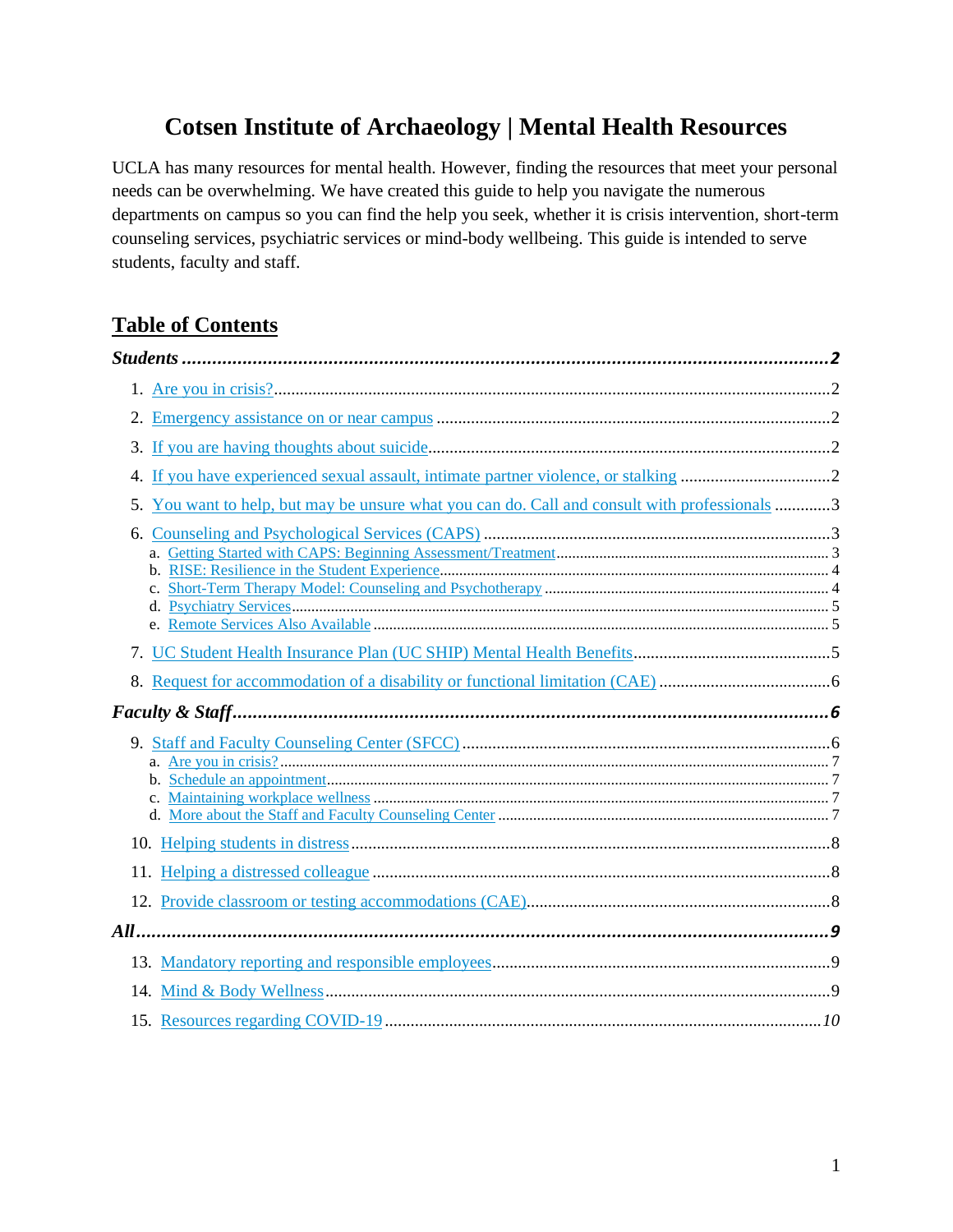# Cotsen Institute of Archaeology | Mental Health Resources

UCLA has many resources for mental health. However, finding the resources that meet your personal needs can be overwhelming. We have created this guide to help you navigate the numerous departments on campus so you can find the help you seek, whether it is crisis intervention, short-term counseling services, psychiatric services or mind-body wellbeing. This guide is intended to serve students, faculty and staff.

## Table of Contents

***Students*** ..... **2**

1. Are you in crisis? ..... 2
2. Emergency assistance on or near campus ..... 2
3. If you are having thoughts about suicide ..... 2
4. If you have experienced sexual assault, intimate partner violence, or stalking ..... 2
5. You want to help, but may be unsure what you can do. Call and consult with professionals ..... 3
6. Counseling and Psychological Services (CAPS) ..... 3
   a. Getting Started with CAPS: Beginning Assessment/Treatment ..... 3
   b. RISE: Resilience in the Student Experience ..... 4
   c. Short-Term Therapy Model: Counseling and Psychotherapy ..... 4
   d. Psychiatry Services ..... 5
   e. Remote Services Also Available ..... 5
7. UC Student Health Insurance Plan (UC SHIP) Mental Health Benefits ..... 5
8. Request for accommodation of a disability or functional limitation (CAE) ..... 6

***Faculty & Staff*** ..... **6**

9. Staff and Faculty Counseling Center (SFCC) ..... 6
   a. Are you in crisis? ..... 7
   b. Schedule an appointment ..... 7
   c. Maintaining workplace wellness ..... 7
   d. More about the Staff and Faculty Counseling Center ..... 7
10. Helping students in distress ..... 8
11. Helping a distressed colleague ..... 8
12. Provide classroom or testing accommodations (CAE) ..... 8

***All*** ..... **9**

13. Mandatory reporting and responsible employees ..... 9
14. Mind & Body Wellness ..... 9
15. Resources regarding COVID-19 ..... *10*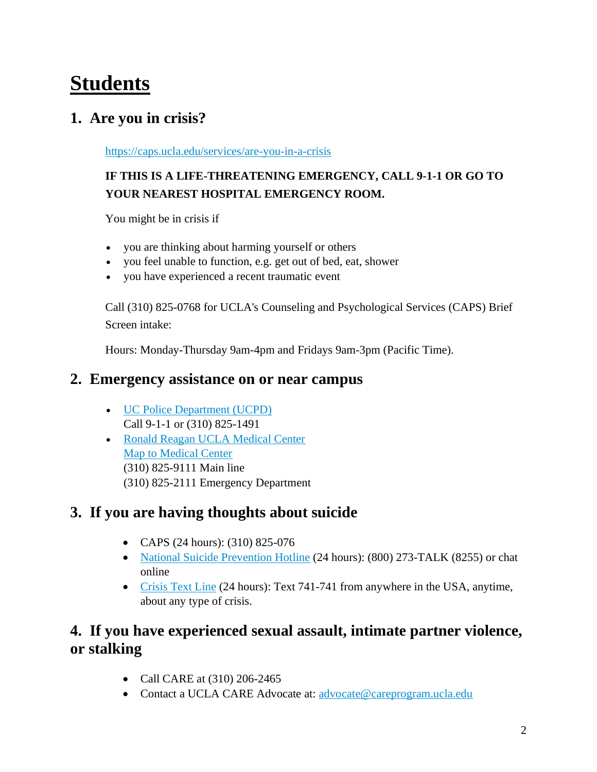# Students

## 1. Are you in crisis?

https://caps.ucla.edu/services/are-you-in-a-crisis

**IF THIS IS A LIFE-THREATENING EMERGENCY, CALL 9-1-1 OR GO TO YOUR NEAREST HOSPITAL EMERGENCY ROOM.**

You might be in crisis if

- you are thinking about harming yourself or others
- you feel unable to function, e.g. get out of bed, eat, shower
- you have experienced a recent traumatic event

Call (310) 825-0768 for UCLA's Counseling and Psychological Services (CAPS) Brief Screen intake:

Hours: Monday-Thursday 9am-4pm and Fridays 9am-3pm (Pacific Time).

## 2. Emergency assistance on or near campus

- UC Police Department (UCPD)
  Call 9-1-1 or (310) 825-1491
- Ronald Reagan UCLA Medical Center
  Map to Medical Center
  (310) 825-9111 Main line
  (310) 825-2111 Emergency Department

## 3. If you are having thoughts about suicide

- CAPS (24 hours): (310) 825-076
- National Suicide Prevention Hotline (24 hours): (800) 273-TALK (8255) or chat online
- Crisis Text Line (24 hours): Text 741-741 from anywhere in the USA, anytime, about any type of crisis.

## 4. If you have experienced sexual assault, intimate partner violence, or stalking

- Call CARE at (310) 206-2465
- Contact a UCLA CARE Advocate at: advocate@careprogram.ucla.edu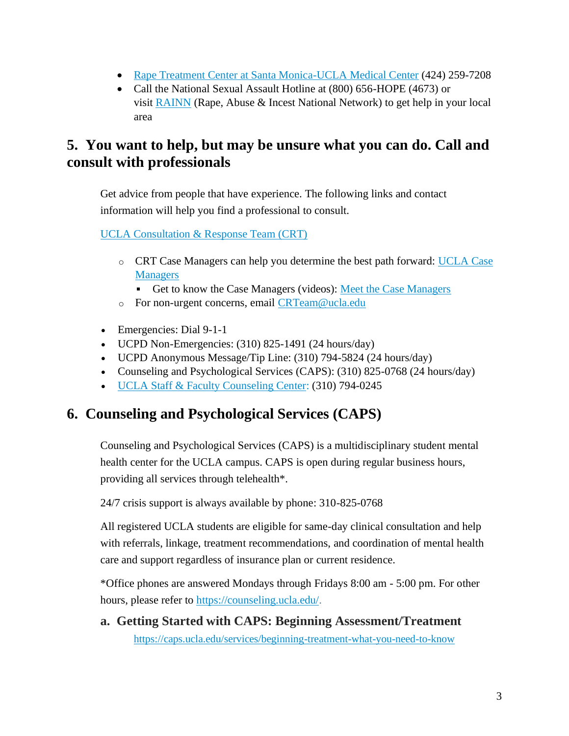- [Rape Treatment Center at Santa Monica-UCLA Medical Center](#) (424) 259-7208
- Call the National Sexual Assault Hotline at (800) 656-HOPE (4673) or visit [RAINN](#) (Rape, Abuse & Incest National Network) to get help in your local area

## 5. You want to help, but may be unsure what you can do. Call and consult with professionals

Get advice from people that have experience. The following links and contact information will help you find a professional to consult.

[UCLA Consultation & Response Team (CRT)](#)

- CRT Case Managers can help you determine the best path forward: [UCLA Case Managers](#)
  - Get to know the Case Managers (videos): [Meet the Case Managers](#)
- For non-urgent concerns, email [CRTeam@ucla.edu](mailto:CRTeam@ucla.edu)

- Emergencies: Dial 9-1-1
- UCPD Non-Emergencies: (310) 825-1491 (24 hours/day)
- UCPD Anonymous Message/Tip Line: (310) 794-5824 (24 hours/day)
- Counseling and Psychological Services (CAPS): (310) 825-0768 (24 hours/day)
- [UCLA Staff & Faculty Counseling Center:](#) (310) 794-0245

## 6. Counseling and Psychological Services (CAPS)

Counseling and Psychological Services (CAPS) is a multidisciplinary student mental health center for the UCLA campus. CAPS is open during regular business hours, providing all services through telehealth*.

24/7 crisis support is always available by phone: 310-825-0768

All registered UCLA students are eligible for same-day clinical consultation and help with referrals, linkage, treatment recommendations, and coordination of mental health care and support regardless of insurance plan or current residence.

*Office phones are answered Mondays through Fridays 8:00 am - 5:00 pm. For other hours, please refer to [https://counseling.ucla.edu/](https://counseling.ucla.edu/).

### a. Getting Started with CAPS: Beginning Assessment/Treatment

[https://caps.ucla.edu/services/beginning-treatment-what-you-need-to-know](https://caps.ucla.edu/services/beginning-treatment-what-you-need-to-know)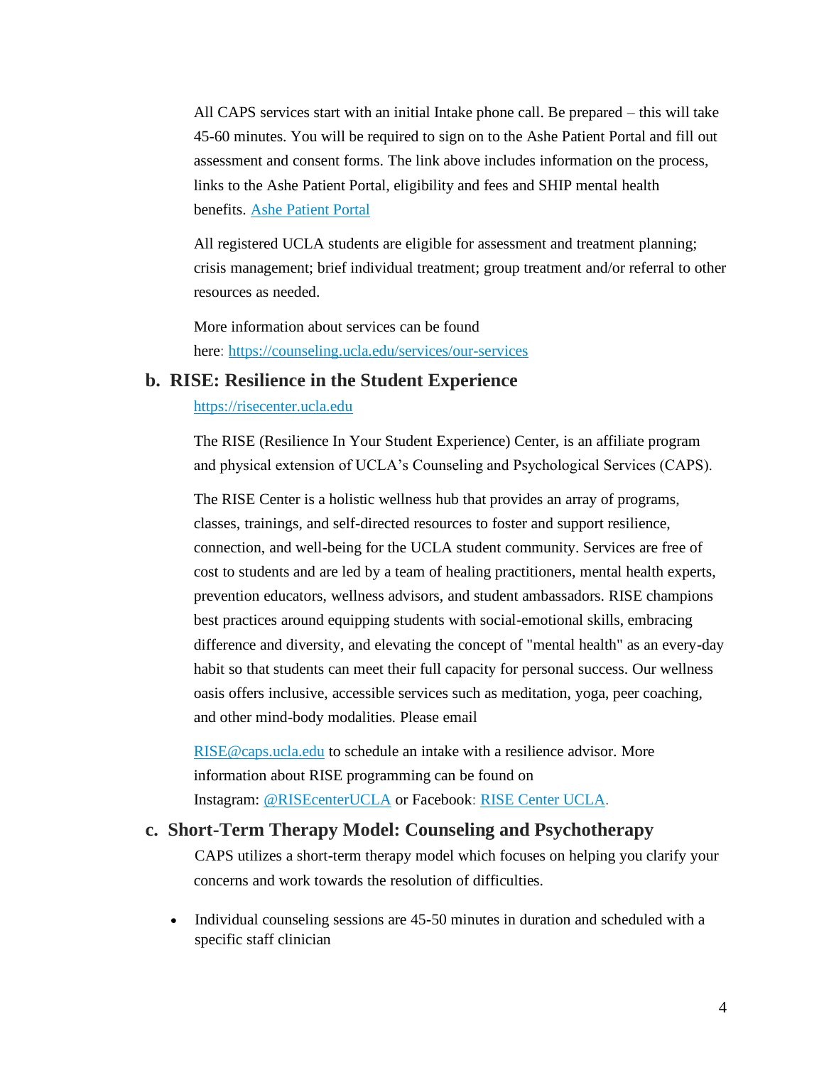All CAPS services start with an initial Intake phone call. Be prepared – this will take 45-60 minutes. You will be required to sign on to the Ashe Patient Portal and fill out assessment and consent forms. The link above includes information on the process, links to the Ashe Patient Portal, eligibility and fees and SHIP mental health benefits. [Ashe Patient Portal]()

All registered UCLA students are eligible for assessment and treatment planning; crisis management; brief individual treatment; group treatment and/or referral to other resources as needed.

More information about services can be found here: [https://counseling.ucla.edu/services/our-services](https://counseling.ucla.edu/services/our-services)

### b. RISE: Resilience in the Student Experience

[https://risecenter.ucla.edu](https://risecenter.ucla.edu)

The RISE (Resilience In Your Student Experience) Center, is an affiliate program and physical extension of UCLA's Counseling and Psychological Services (CAPS).

The RISE Center is a holistic wellness hub that provides an array of programs, classes, trainings, and self-directed resources to foster and support resilience, connection, and well-being for the UCLA student community. Services are free of cost to students and are led by a team of healing practitioners, mental health experts, prevention educators, wellness advisors, and student ambassadors. RISE champions best practices around equipping students with social-emotional skills, embracing difference and diversity, and elevating the concept of "mental health" as an every-day habit so that students can meet their full capacity for personal success. Our wellness oasis offers inclusive, accessible services such as meditation, yoga, peer coaching, and other mind-body modalities. Please email

[RISE@caps.ucla.edu](mailto:RISE@caps.ucla.edu) to schedule an intake with a resilience advisor. More information about RISE programming can be found on Instagram: [@RISEcenterUCLA]() or Facebook: [RISE Center UCLA]().

### c. Short-Term Therapy Model: Counseling and Psychotherapy

CAPS utilizes a short-term therapy model which focuses on helping you clarify your concerns and work towards the resolution of difficulties.

- Individual counseling sessions are 45-50 minutes in duration and scheduled with a specific staff clinician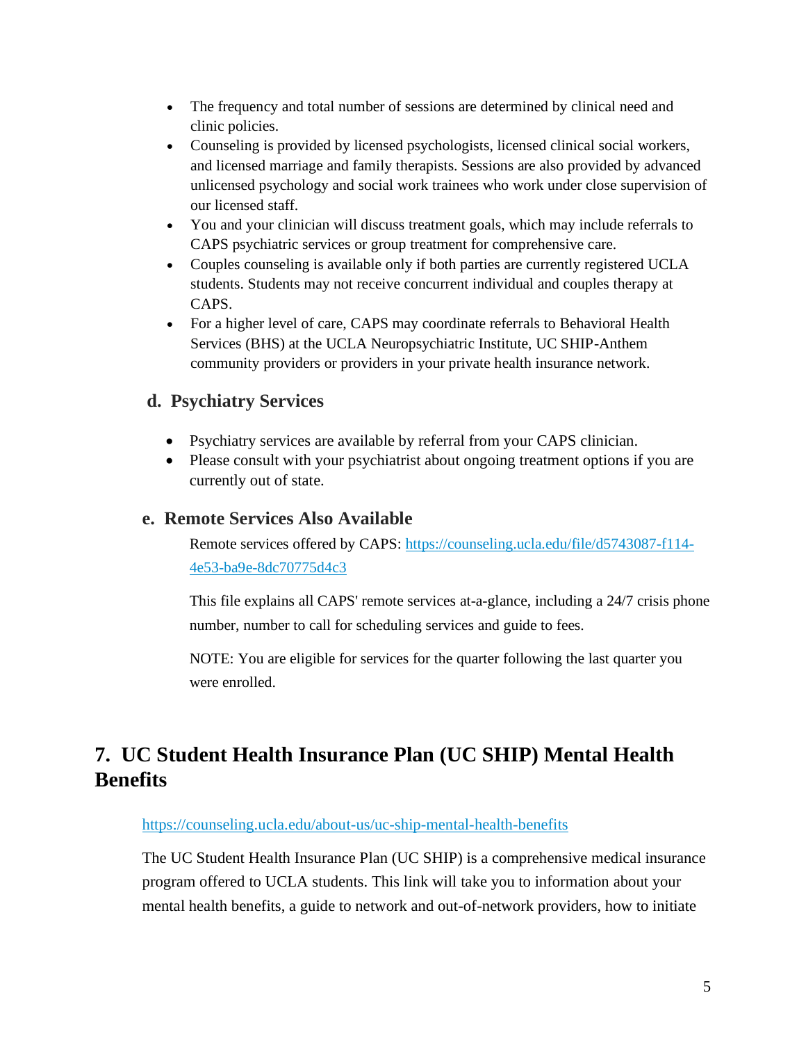- The frequency and total number of sessions are determined by clinical need and clinic policies.
- Counseling is provided by licensed psychologists, licensed clinical social workers, and licensed marriage and family therapists. Sessions are also provided by advanced unlicensed psychology and social work trainees who work under close supervision of our licensed staff.
- You and your clinician will discuss treatment goals, which may include referrals to CAPS psychiatric services or group treatment for comprehensive care.
- Couples counseling is available only if both parties are currently registered UCLA students. Students may not receive concurrent individual and couples therapy at CAPS.
- For a higher level of care, CAPS may coordinate referrals to Behavioral Health Services (BHS) at the UCLA Neuropsychiatric Institute, UC SHIP-Anthem community providers or providers in your private health insurance network.

### d. Psychiatry Services

- Psychiatry services are available by referral from your CAPS clinician.
- Please consult with your psychiatrist about ongoing treatment options if you are currently out of state.

### e. Remote Services Also Available

Remote services offered by CAPS: https://counseling.ucla.edu/file/d5743087-f114-4e53-ba9e-8dc70775d4c3

This file explains all CAPS' remote services at-a-glance, including a 24/7 crisis phone number, number to call for scheduling services and guide to fees.

NOTE: You are eligible for services for the quarter following the last quarter you were enrolled.

## 7. UC Student Health Insurance Plan (UC SHIP) Mental Health Benefits

https://counseling.ucla.edu/about-us/uc-ship-mental-health-benefits

The UC Student Health Insurance Plan (UC SHIP) is a comprehensive medical insurance program offered to UCLA students. This link will take you to information about your mental health benefits, a guide to network and out-of-network providers, how to initiate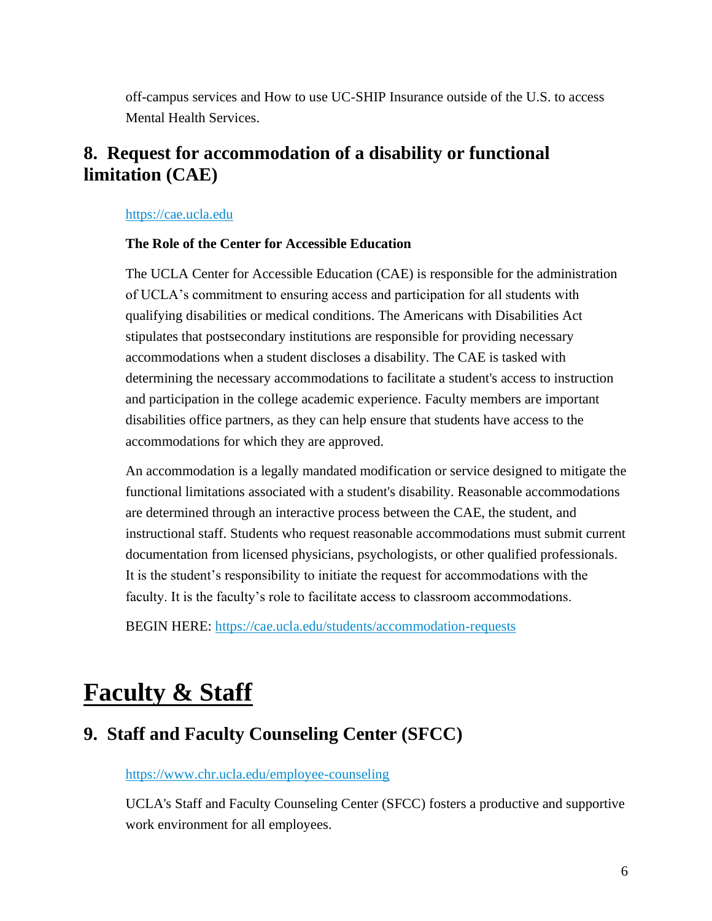off-campus services and How to use UC-SHIP Insurance outside of the U.S. to access Mental Health Services.

## 8. Request for accommodation of a disability or functional limitation (CAE)

https://cae.ucla.edu

**The Role of the Center for Accessible Education**

The UCLA Center for Accessible Education (CAE) is responsible for the administration of UCLA's commitment to ensuring access and participation for all students with qualifying disabilities or medical conditions. The Americans with Disabilities Act stipulates that postsecondary institutions are responsible for providing necessary accommodations when a student discloses a disability. The CAE is tasked with determining the necessary accommodations to facilitate a student's access to instruction and participation in the college academic experience. Faculty members are important disabilities office partners, as they can help ensure that students have access to the accommodations for which they are approved.

An accommodation is a legally mandated modification or service designed to mitigate the functional limitations associated with a student's disability. Reasonable accommodations are determined through an interactive process between the CAE, the student, and instructional staff. Students who request reasonable accommodations must submit current documentation from licensed physicians, psychologists, or other qualified professionals. It is the student's responsibility to initiate the request for accommodations with the faculty. It is the faculty's role to facilitate access to classroom accommodations.

BEGIN HERE: https://cae.ucla.edu/students/accommodation-requests

# Faculty & Staff

## 9. Staff and Faculty Counseling Center (SFCC)

https://www.chr.ucla.edu/employee-counseling

UCLA's Staff and Faculty Counseling Center (SFCC) fosters a productive and supportive work environment for all employees.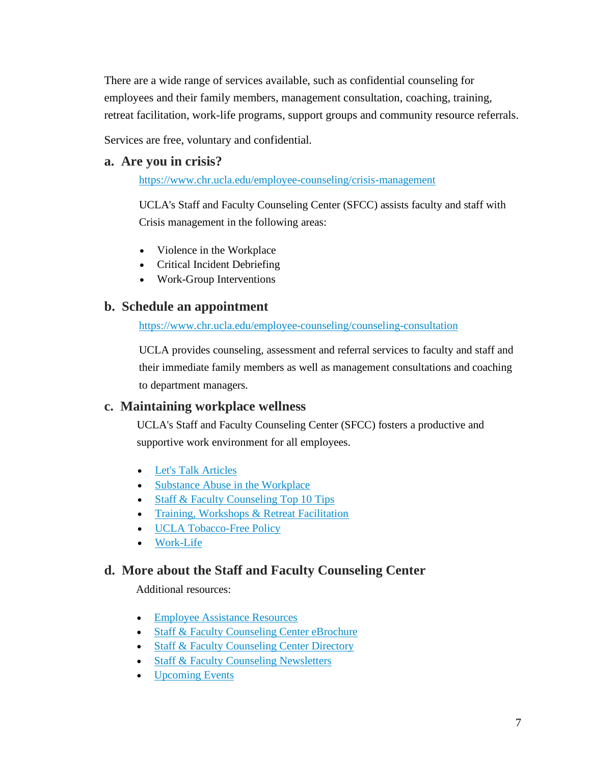There are a wide range of services available, such as confidential counseling for employees and their family members, management consultation, coaching, training, retreat facilitation, work-life programs, support groups and community resource referrals.

Services are free, voluntary and confidential.

### a. Are you in crisis?

https://www.chr.ucla.edu/employee-counseling/crisis-management

UCLA's Staff and Faculty Counseling Center (SFCC) assists faculty and staff with Crisis management in the following areas:

- Violence in the Workplace
- Critical Incident Debriefing
- Work-Group Interventions

### b. Schedule an appointment

https://www.chr.ucla.edu/employee-counseling/counseling-consultation

UCLA provides counseling, assessment and referral services to faculty and staff and their immediate family members as well as management consultations and coaching to department managers.

### c. Maintaining workplace wellness

UCLA's Staff and Faculty Counseling Center (SFCC) fosters a productive and supportive work environment for all employees.

- Let's Talk Articles
- Substance Abuse in the Workplace
- Staff & Faculty Counseling Top 10 Tips
- Training, Workshops & Retreat Facilitation
- UCLA Tobacco-Free Policy
- Work-Life

### d. More about the Staff and Faculty Counseling Center

Additional resources:

- Employee Assistance Resources
- Staff & Faculty Counseling Center eBrochure
- Staff & Faculty Counseling Center Directory
- Staff & Faculty Counseling Newsletters
- Upcoming Events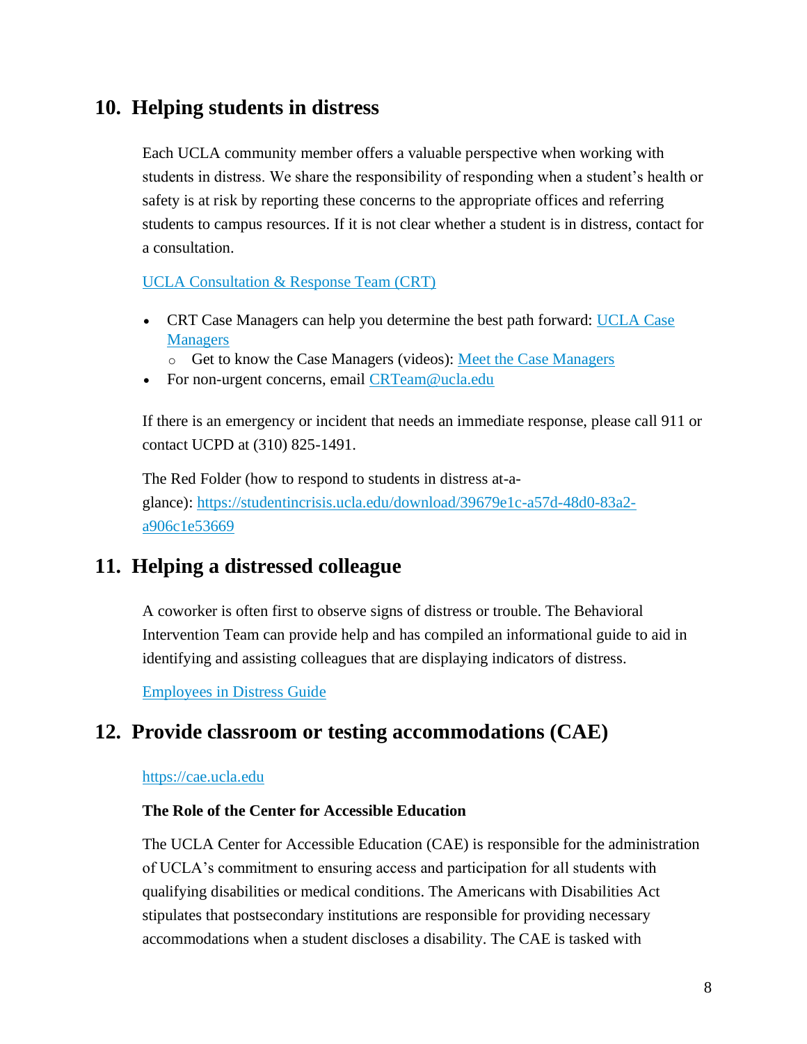## 10. Helping students in distress

Each UCLA community member offers a valuable perspective when working with students in distress. We share the responsibility of responding when a student's health or safety is at risk by reporting these concerns to the appropriate offices and referring students to campus resources. If it is not clear whether a student is in distress, contact for a consultation.

UCLA Consultation & Response Team (CRT)

- CRT Case Managers can help you determine the best path forward: UCLA Case Managers
  - Get to know the Case Managers (videos): Meet the Case Managers
- For non-urgent concerns, email CRTeam@ucla.edu

If there is an emergency or incident that needs an immediate response, please call 911 or contact UCPD at (310) 825-1491.

The Red Folder (how to respond to students in distress at-a-glance): https://studentincrisis.ucla.edu/download/39679e1c-a57d-48d0-83a2-a906c1e53669

## 11. Helping a distressed colleague

A coworker is often first to observe signs of distress or trouble. The Behavioral Intervention Team can provide help and has compiled an informational guide to aid in identifying and assisting colleagues that are displaying indicators of distress.

Employees in Distress Guide

## 12. Provide classroom or testing accommodations (CAE)

https://cae.ucla.edu

**The Role of the Center for Accessible Education**

The UCLA Center for Accessible Education (CAE) is responsible for the administration of UCLA's commitment to ensuring access and participation for all students with qualifying disabilities or medical conditions. The Americans with Disabilities Act stipulates that postsecondary institutions are responsible for providing necessary accommodations when a student discloses a disability. The CAE is tasked with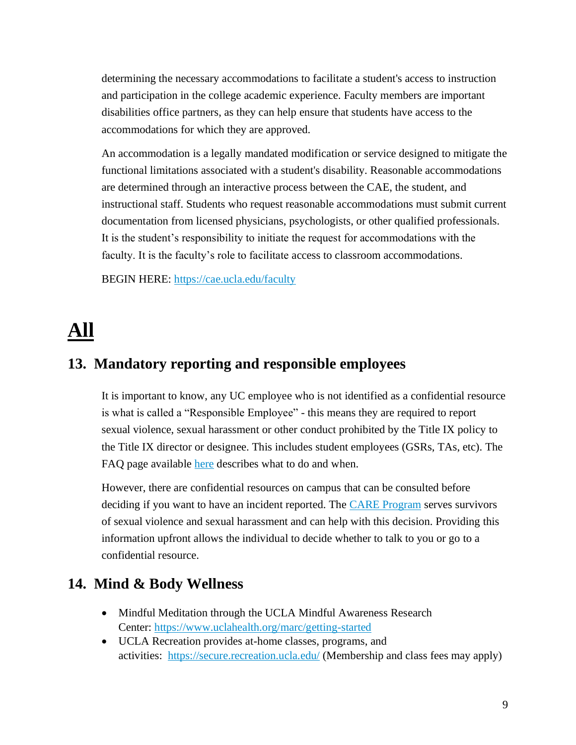determining the necessary accommodations to facilitate a student's access to instruction and participation in the college academic experience. Faculty members are important disabilities office partners, as they can help ensure that students have access to the accommodations for which they are approved.

An accommodation is a legally mandated modification or service designed to mitigate the functional limitations associated with a student's disability. Reasonable accommodations are determined through an interactive process between the CAE, the student, and instructional staff. Students who request reasonable accommodations must submit current documentation from licensed physicians, psychologists, or other qualified professionals. It is the student's responsibility to initiate the request for accommodations with the faculty. It is the faculty's role to facilitate access to classroom accommodations.

BEGIN HERE: https://cae.ucla.edu/faculty

# All

## 13. Mandatory reporting and responsible employees

It is important to know, any UC employee who is not identified as a confidential resource is what is called a "Responsible Employee" - this means they are required to report sexual violence, sexual harassment or other conduct prohibited by the Title IX policy to the Title IX director or designee. This includes student employees (GSRs, TAs, etc). The FAQ page available here describes what to do and when.

However, there are confidential resources on campus that can be consulted before deciding if you want to have an incident reported. The CARE Program serves survivors of sexual violence and sexual harassment and can help with this decision. Providing this information upfront allows the individual to decide whether to talk to you or go to a confidential resource.

## 14. Mind & Body Wellness

- Mindful Meditation through the UCLA Mindful Awareness Research Center: https://www.uclahealth.org/marc/getting-started
- UCLA Recreation provides at-home classes, programs, and activities: https://secure.recreation.ucla.edu/ (Membership and class fees may apply)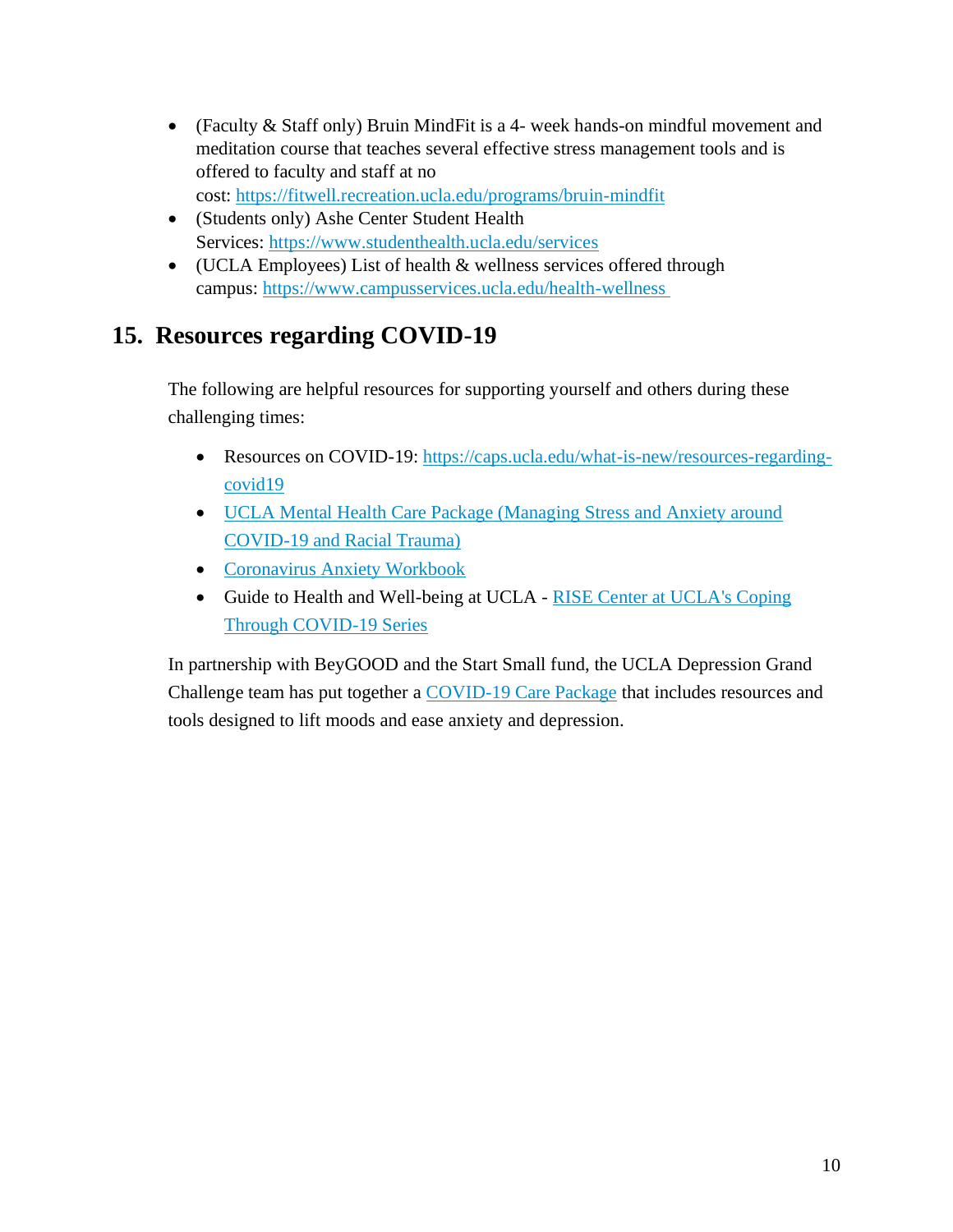- (Faculty & Staff only) Bruin MindFit is a 4- week hands-on mindful movement and meditation course that teaches several effective stress management tools and is offered to faculty and staff at no cost: https://fitwell.recreation.ucla.edu/programs/bruin-mindfit
- (Students only) Ashe Center Student Health Services: https://www.studenthealth.ucla.edu/services
- (UCLA Employees) List of health & wellness services offered through campus: https://www.campusservices.ucla.edu/health-wellness

## 15. Resources regarding COVID-19

The following are helpful resources for supporting yourself and others during these challenging times:

- Resources on COVID-19: https://caps.ucla.edu/what-is-new/resources-regarding-covid19
- UCLA Mental Health Care Package (Managing Stress and Anxiety around COVID-19 and Racial Trauma)
- Coronavirus Anxiety Workbook
- Guide to Health and Well-being at UCLA - RISE Center at UCLA's Coping Through COVID-19 Series

In partnership with BeyGOOD and the Start Small fund, the UCLA Depression Grand Challenge team has put together a COVID-19 Care Package that includes resources and tools designed to lift moods and ease anxiety and depression.